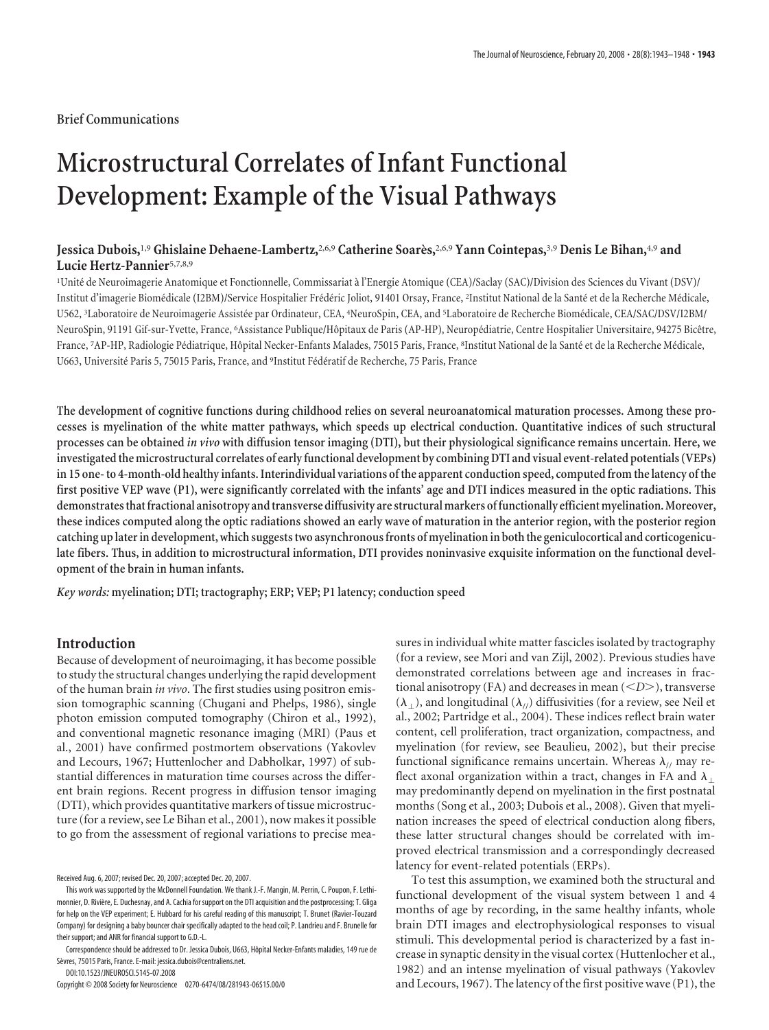Brief Communications

# Microstructural Correlates of Infant Functional Development: Example of the Visual Pathways

**Jessica Dubois,[1,9] Ghislaine Dehaene-Lambertz,[2,6,9] Catherine Soarès,[2,6,9] Yann Cointepas,[3,9] Denis Le Bihan,[4,9] and Lucie Hertz-Pannier[5,7,8,9]**

[1]Unité de Neuroimagerie Anatomique et Fonctionnelle, Commissariat à l'Energie Atomique (CEA)/Saclay (SAC)/Division des Sciences du Vivant (DSV)/Institut d'imagerie Biomédicale (I2BM)/Service Hospitalier Frédéric Joliot, 91401 Orsay, France, [2]Institut National de la Santé et de la Recherche Médicale, U562, [3]Laboratoire de Neuroimagerie Assistée par Ordinateur, CEA, [4]NeuroSpin, CEA, and [5]Laboratoire de Recherche Biomédicale, CEA/SAC/DSV/I2BM/NeuroSpin, 91191 Gif-sur-Yvette, France, [6]Assistance Publique/Hôpitaux de Paris (AP-HP), Neuropédiatrie, Centre Hospitalier Universitaire, 94275 Bicêtre, France, [7]AP-HP, Radiologie Pédiatrique, Hôpital Necker-Enfants Malades, 75015 Paris, France, [8]Institut National de la Santé et de la Recherche Médicale, U663, Université Paris 5, 75015 Paris, France, and [9]Institut Fédératif de Recherche, 75 Paris, France

**The development of cognitive functions during childhood relies on several neuroanatomical maturation processes. Among these processes is myelination of the white matter pathways, which speeds up electrical conduction. Quantitative indices of such structural processes can be obtained *in vivo* with diffusion tensor imaging (DTI), but their physiological significance remains uncertain. Here, we investigated the microstructural correlates of early functional development by combining DTI and visual event-related potentials (VEPs) in 15 one- to 4-month-old healthy infants. Interindividual variations of the apparent conduction speed, computed from the latency of the first positive VEP wave (P1), were significantly correlated with the infants' age and DTI indices measured in the optic radiations. This demonstrates that fractional anisotropy and transverse diffusivity are structural markers of functionally efficient myelination. Moreover, these indices computed along the optic radiations showed an early wave of maturation in the anterior region, with the posterior region catching up later in development, which suggests two asynchronous fronts of myelination in both the geniculocortical and corticogeniculate fibers. Thus, in addition to microstructural information, DTI provides noninvasive exquisite information on the functional development of the brain in human infants.**

*Key words:* **myelination; DTI; tractography; ERP; VEP; P1 latency; conduction speed**

## Introduction

Because of development of neuroimaging, it has become possible to study the structural changes underlying the rapid development of the human brain *in vivo*. The first studies using positron emission tomographic scanning (Chugani and Phelps, 1986), single photon emission computed tomography (Chiron et al., 1992), and conventional magnetic resonance imaging (MRI) (Paus et al., 2001) have confirmed postmortem observations (Yakovlev and Lecours, 1967; Huttenlocher and Dabholkar, 1997) of substantial differences in maturation time courses across the different brain regions. Recent progress in diffusion tensor imaging (DTI), which provides quantitative markers of tissue microstructure (for a review, see Le Bihan et al., 2001), now makes it possible to go from the assessment of regional variations to precise measures in individual white matter fascicles isolated by tractography (for a review, see Mori and van Zijl, 2002). Previous studies have demonstrated correlations between age and increases in fractional anisotropy (FA) and decreases in mean ($<D>$), transverse ($\lambda_\perp$), and longitudinal ($\lambda_{//}$) diffusivities (for a review, see Neil et al., 2002; Partridge et al., 2004). These indices reflect brain water content, cell proliferation, tract organization, compactness, and myelination (for review, see Beaulieu, 2002), but their precise functional significance remains uncertain. Whereas $\lambda_{//}$ may reflect axonal organization within a tract, changes in FA and $\lambda_\perp$ may predominantly depend on myelination in the first postnatal months (Song et al., 2003; Dubois et al., 2008). Given that myelination increases the speed of electrical conduction along fibers, these latter structural changes should be correlated with improved electrical transmission and a correspondingly decreased latency for event-related potentials (ERPs).

To test this assumption, we examined both the structural and functional development of the visual system between 1 and 4 months of age by recording, in the same healthy infants, whole brain DTI images and electrophysiological responses to visual stimuli. This developmental period is characterized by a fast increase in synaptic density in the visual cortex (Huttenlocher et al., 1982) and an intense myelination of visual pathways (Yakovlev and Lecours, 1967). The latency of the first positive wave (P1), the

Received Aug. 6, 2007; revised Dec. 20, 2007; accepted Dec. 20, 2007.

This work was supported by the McDonnell Foundation. We thank J.-F. Mangin, M. Perrin, C. Poupon, F. Lethimonnier, D. Rivière, E. Duchesnay, and A. Cachia for support on the DTI acquisition and the postprocessing; T. Gliga for help on the VEP experiment; E. Hubbard for his careful reading of this manuscript; T. Brunet (Ravier-Touzard Company) for designing a baby bouncer chair specifically adapted to the head coil; P. Landrieu and F. Brunelle for their support; and ANR for financial support to G.D.-L.

Correspondence should be addressed to Dr. Jessica Dubois, U663, Hôpital Necker-Enfants maladies, 149 rue de Sèvres, 75015 Paris, France. E-mail: jessica.dubois@centraliens.net.

DOI:10.1523/JNEUROSCI.5145-07.2008

Copyright © 2008 Society for Neuroscience 0270-6474/08/281943-06$15.00/0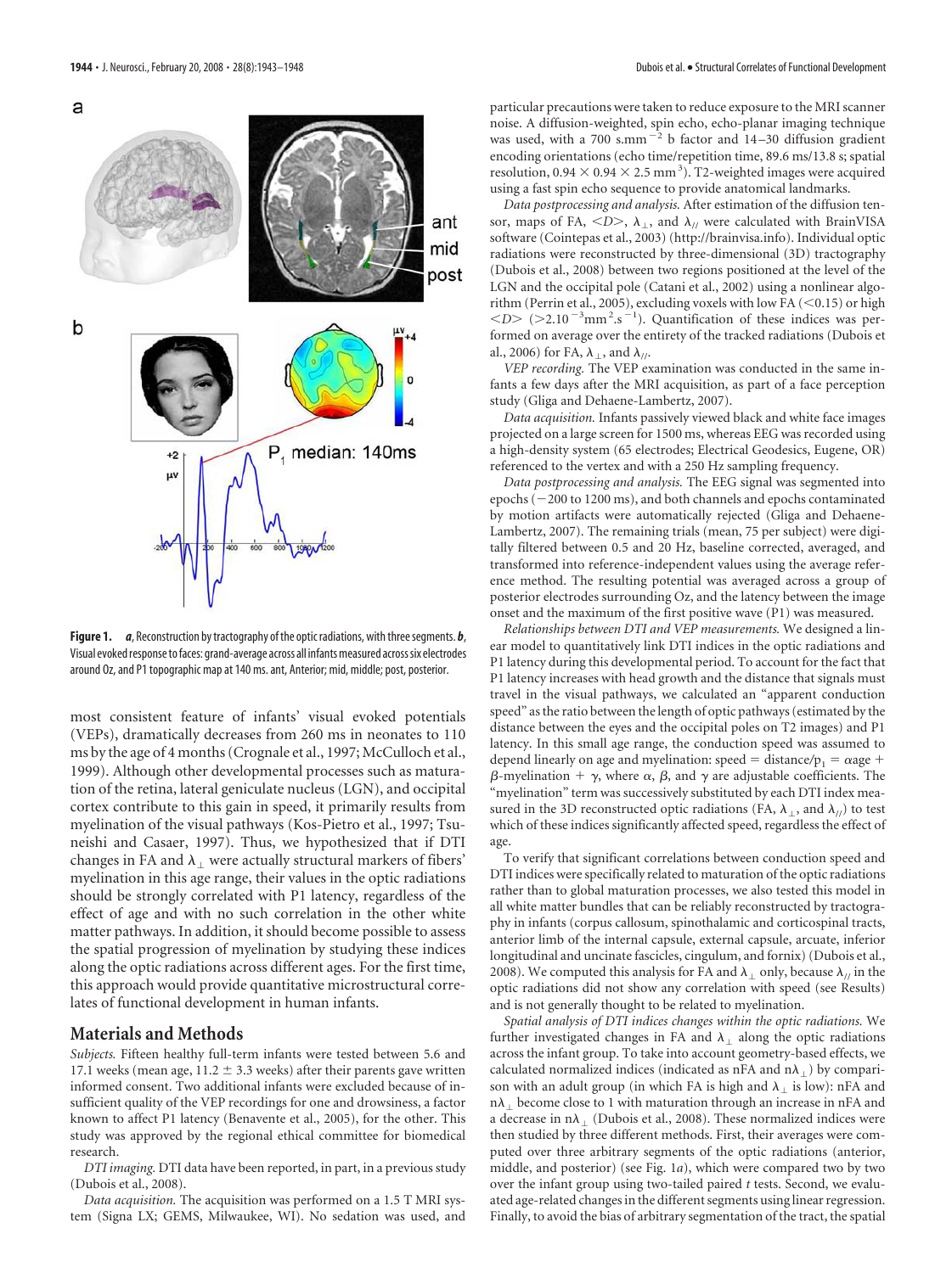**Figure 1.** ***a***, Reconstruction by tractography of the optic radiations, with three segments. ***b***, Visual evoked response to faces: grand-average across all infants measured across six electrodes around Oz, and P1 topographic map at 140 ms. ant, Anterior; mid, middle; post, posterior.

most consistent feature of infants' visual evoked potentials (VEPs), dramatically decreases from 260 ms in neonates to 110 ms by the age of 4 months (Crognale et al., 1997; McCulloch et al., 1999). Although other developmental processes such as maturation of the retina, lateral geniculate nucleus (LGN), and occipital cortex contribute to this gain in speed, it primarily results from myelination of the visual pathways (Kos-Pietro et al., 1997; Tsuneishi and Casaer, 1997). Thus, we hypothesized that if DTI changes in FA and $\lambda_{\perp}$ were actually structural markers of fibers' myelination in this age range, their values in the optic radiations should be strongly correlated with P1 latency, regardless of the effect of age and with no such correlation in the other white matter pathways. In addition, it should become possible to assess the spatial progression of myelination by studying these indices along the optic radiations across different ages. For the first time, this approach would provide quantitative microstructural correlates of functional development in human infants.

## Materials and Methods

*Subjects.* Fifteen healthy full-term infants were tested between 5.6 and 17.1 weeks (mean age, 11.2 ± 3.3 weeks) after their parents gave written informed consent. Two additional infants were excluded because of insufficient quality of the VEP recordings for one and drowsiness, a factor known to affect P1 latency (Benavente et al., 2005), for the other. This study was approved by the regional ethical committee for biomedical research.

*DTI imaging.* DTI data have been reported, in part, in a previous study (Dubois et al., 2008).

*Data acquisition.* The acquisition was performed on a 1.5 T MRI system (Signa LX; GEMS, Milwaukee, WI). No sedation was used, and particular precautions were taken to reduce exposure to the MRI scanner noise. A diffusion-weighted, spin echo, echo-planar imaging technique was used, with a 700 $s.mm^{-2}$ b factor and 14–30 diffusion gradient encoding orientations (echo time/repetition time, 89.6 ms/13.8 s; spatial resolution, $0.94 \times 0.94 \times 2.5$ $mm^3$). T2-weighted images were acquired using a fast spin echo sequence to provide anatomical landmarks.

*Data postprocessing and analysis.* After estimation of the diffusion tensor, maps of FA, $\langle D \rangle$, $\lambda_{\perp}$, and $\lambda_{//}$ were calculated with BrainVISA software (Cointepas et al., 2003) (http://brainvisa.info). Individual optic radiations were reconstructed by three-dimensional (3D) tractography (Dubois et al., 2008) between two regions positioned at the level of the LGN and the occipital pole (Catani et al., 2002) using a nonlinear algorithm (Perrin et al., 2005), excluding voxels with low FA (<0.15) or high $\langle D \rangle$ ($>2.10^{-3}mm^2.s^{-1}$). Quantification of these indices was performed on average over the entirety of the tracked radiations (Dubois et al., 2006) for FA, $\lambda_{\perp}$, and $\lambda_{//}$.

*VEP recording.* The VEP examination was conducted in the same infants a few days after the MRI acquisition, as part of a face perception study (Gliga and Dehaene-Lambertz, 2007).

*Data acquisition.* Infants passively viewed black and white face images projected on a large screen for 1500 ms, whereas EEG was recorded using a high-density system (65 electrodes; Electrical Geodesics, Eugene, OR) referenced to the vertex and with a 250 Hz sampling frequency.

*Data postprocessing and analysis.* The EEG signal was segmented into epochs (−200 to 1200 ms), and both channels and epochs contaminated by motion artifacts were automatically rejected (Gliga and Dehaene-Lambertz, 2007). The remaining trials (mean, 75 per subject) were digitally filtered between 0.5 and 20 Hz, baseline corrected, averaged, and transformed into reference-independent values using the average reference method. The resulting potential was averaged across a group of posterior electrodes surrounding Oz, and the latency between the image onset and the maximum of the first positive wave (P1) was measured.

*Relationships between DTI and VEP measurements.* We designed a linear model to quantitatively link DTI indices in the optic radiations and P1 latency during this developmental period. To account for the fact that P1 latency increases with head growth and the distance that signals must travel in the visual pathways, we calculated an "apparent conduction speed" as the ratio between the length of optic pathways (estimated by the distance between the eyes and the occipital poles on T2 images) and P1 latency. In this small age range, the conduction speed was assumed to depend linearly on age and myelination: speed = distance/$p_1$ = $\alpha$age + $\beta$-myelination + $\gamma$, where $\alpha$, $\beta$, and $\gamma$ are adjustable coefficients. The "myelination" term was successively substituted by each DTI index measured in the 3D reconstructed optic radiations (FA, $\lambda_{\perp}$, and $\lambda_{//}$) to test which of these indices significantly affected speed, regardless the effect of age.

To verify that significant correlations between conduction speed and DTI indices were specifically related to maturation of the optic radiations rather than to global maturation processes, we also tested this model in all white matter bundles that can be reliably reconstructed by tractography in infants (corpus callosum, spinothalamic and corticospinal tracts, anterior limb of the internal capsule, external capsule, arcuate, inferior longitudinal and uncinate fascicles, cingulum, and fornix) (Dubois et al., 2008). We computed this analysis for FA and $\lambda_{\perp}$ only, because $\lambda_{//}$ in the optic radiations did not show any correlation with speed (see Results) and is not generally thought to be related to myelination.

*Spatial analysis of DTI indices changes within the optic radiations.* We further investigated changes in FA and $\lambda_{\perp}$ along the optic radiations across the infant group. To take into account geometry-based effects, we calculated normalized indices (indicated as nFA and $n\lambda_{\perp}$) by comparison with an adult group (in which FA is high and $\lambda_{\perp}$ is low): nFA and $n\lambda_{\perp}$ become close to 1 with maturation through an increase in nFA and a decrease in $n\lambda_{\perp}$ (Dubois et al., 2008). These normalized indices were then studied by three different methods. First, their averages were computed over three arbitrary segments of the optic radiations (anterior, middle, and posterior) (see Fig. 1*a*), which were compared two by two over the infant group using two-tailed paired *t* tests. Second, we evaluated age-related changes in the different segments using linear regression. Finally, to avoid the bias of arbitrary segmentation of the tract, the spatial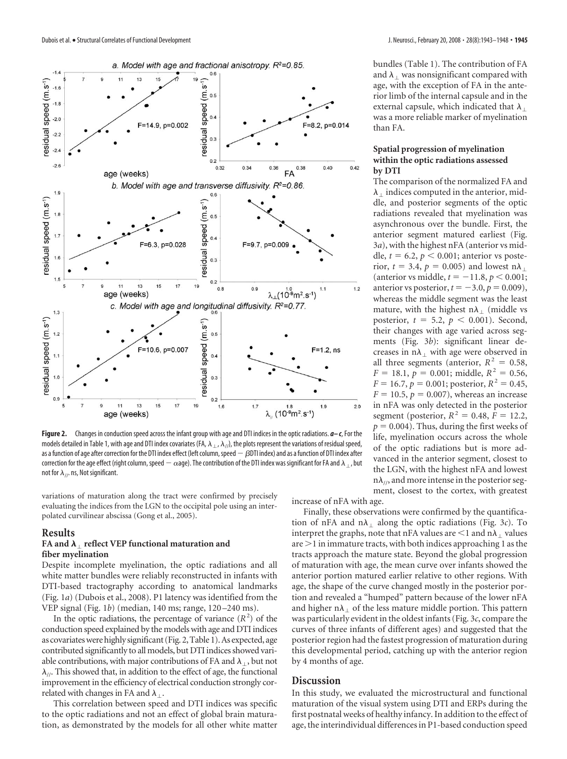**Figure 2.** Changes in conduction speed across the infant group with age and DTI indices in the optic radiations. ***a–c***, For the models detailed in Table 1, with age and DTI index covariates (FA, $\lambda_{\perp}$, $\lambda_{//}$), the plots represent the variations of residual speed, as a function of age after correction for the DTI index effect (left column, speed − $\beta$DTI index) and as a function of DTI index after correction for the age effect (right column, speed − $\alpha$age). The contribution of the DTI index was significant for FA and $\lambda_{\perp}$, but not for $\lambda_{//}$. ns, Not significant.

variations of maturation along the tract were confirmed by precisely evaluating the indices from the LGN to the occipital pole using an interpolated curvilinear abscissa (Gong et al., 2005).

## Results

### FA and $\lambda_{\perp}$ reflect VEP functional maturation and fiber myelination

Despite incomplete myelination, the optic radiations and all white matter bundles were reliably reconstructed in infants with DTI-based tractography according to anatomical landmarks (Fig. 1*a*) (Dubois et al., 2008). P1 latency was identified from the VEP signal (Fig. 1*b*) (median, 140 ms; range, 120–240 ms).

In the optic radiations, the percentage of variance ($R^2$) of the conduction speed explained by the models with age and DTI indices as covariates were highly significant (Fig. 2, Table 1). As expected, age contributed significantly to all models, but DTI indices showed variable contributions, with major contributions of FA and $\lambda_{\perp}$, but not $\lambda_{//}$. This showed that, in addition to the effect of age, the functional improvement in the efficiency of electrical conduction strongly correlated with changes in FA and $\lambda_{\perp}$.

This correlation between speed and DTI indices was specific to the optic radiations and not an effect of global brain maturation, as demonstrated by the models for all other white matter bundles (Table 1). The contribution of FA and $\lambda_{\perp}$ was nonsignificant compared with age, with the exception of FA in the anterior limb of the internal capsule and in the external capsule, which indicated that $\lambda_{\perp}$ was a more reliable marker of myelination than FA.

### Spatial progression of myelination within the optic radiations assessed by DTI

The comparison of the normalized FA and $\lambda_{\perp}$ indices computed in the anterior, middle, and posterior segments of the optic radiations revealed that myelination was asynchronous over the bundle. First, the anterior segment matured earliest (Fig. 3*a*), with the highest nFA (anterior vs middle, $t = 6.2$, $p < 0.001$; anterior vs posterior, $t = 3.4$, $p = 0.005$) and lowest n$\lambda_{\perp}$ (anterior vs middle, $t = -11.8$, $p < 0.001$; anterior vs posterior, $t = -3.0$, $p = 0.009$), whereas the middle segment was the least mature, with the highest n$\lambda_{\perp}$ (middle vs posterior, $t = 5.2$, $p < 0.001$). Second, their changes with age varied across segments (Fig. 3*b*): significant linear decreases in n$\lambda_{\perp}$ with age were observed in all three segments (anterior, $R^2 = 0.58$, $F = 18.1$, $p = 0.001$; middle, $R^2 = 0.56$, $F = 16.7$, $p = 0.001$; posterior, $R^2 = 0.45$, $F = 10.5$, $p = 0.007$), whereas an increase in nFA was only detected in the posterior segment (posterior, $R^2 = 0.48$, $F = 12.2$, $p = 0.004$). Thus, during the first weeks of life, myelination occurs across the whole of the optic radiations but is more advanced in the anterior segment, closest to the LGN, with the highest nFA and lowest n$\lambda_{//}$, and more intense in the posterior segment, closest to the cortex, with greatest increase of nFA with age.

Finally, these observations were confirmed by the quantification of nFA and n$\lambda_{\perp}$ along the optic radiations (Fig. 3*c*). To interpret the graphs, note that nFA values are <1 and n$\lambda_{\perp}$ values are >1 in immature tracts, with both indices approaching 1 as the tracts approach the mature state. Beyond the global progression of maturation with age, the mean curve over infants showed the anterior portion matured earlier relative to other regions. With age, the shape of the curve changed mostly in the posterior portion and revealed a "humped" pattern because of the lower nFA and higher n$\lambda_{\perp}$ of the less mature middle portion. This pattern was particularly evident in the oldest infants (Fig. 3*c*, compare the curves of three infants of different ages) and suggested that the posterior region had the fastest progression of maturation during this developmental period, catching up with the anterior region by 4 months of age.

## Discussion

In this study, we evaluated the microstructural and functional maturation of the visual system using DTI and ERPs during the first postnatal weeks of healthy infancy. In addition to the effect of age, the interindividual differences in P1-based conduction speed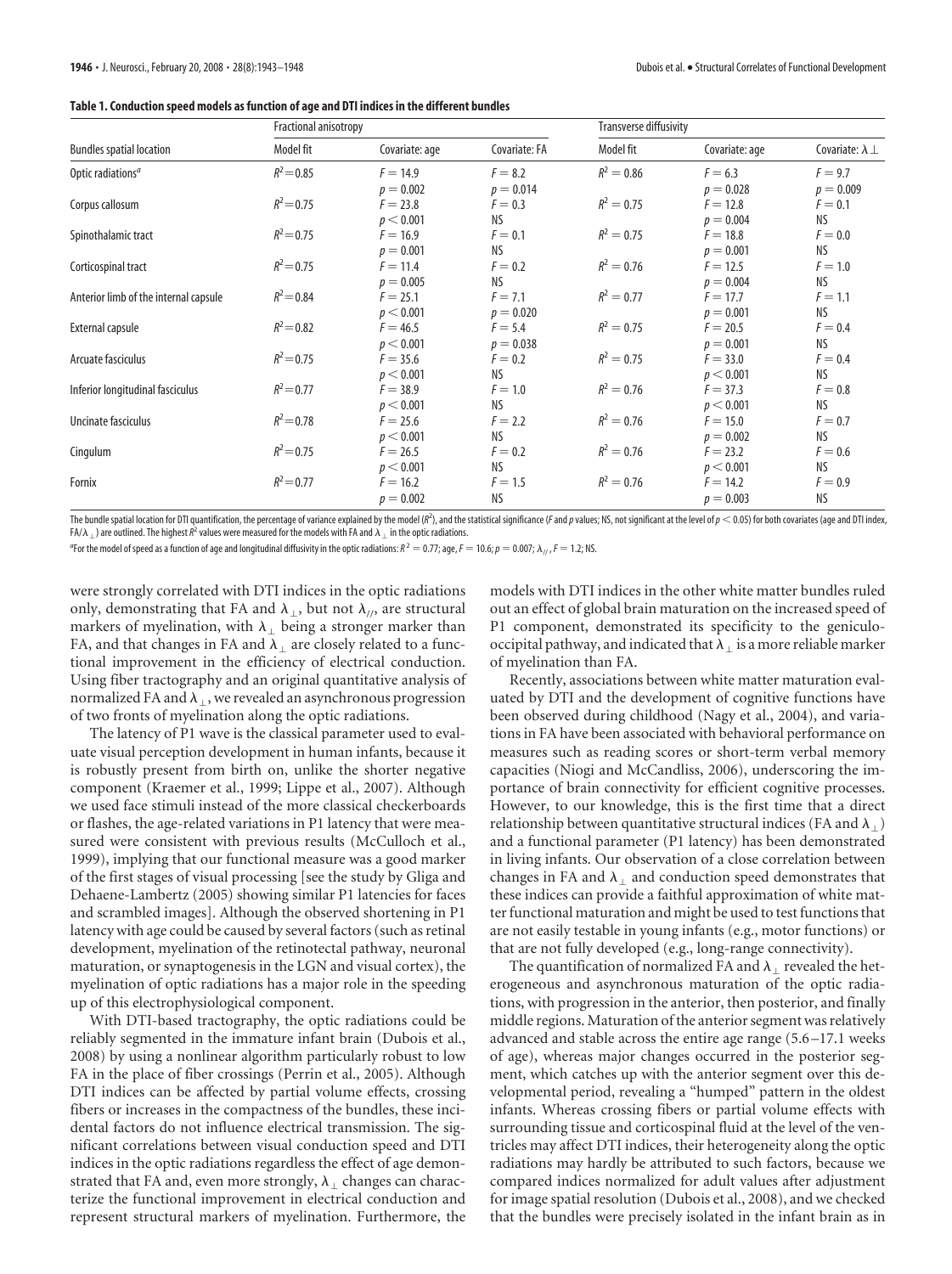**Table 1. Conduction speed models as function of age and DTI indices in the different bundles**

| Bundles spatial location | Fractional anisotropy | | | Transverse diffusivity | | |
|---|---|---|---|---|---|---|
| | Model fit | Covariate: age | Covariate: FA | Model fit | Covariate: age | Covariate: $\lambda_\perp$ |
| Optic radiations[a] | $R^2 = 0.85$ | $F = 14.9$ $p = 0.002$ | $F = 8.2$ $p = 0.014$ | $R^2 = 0.86$ | $F = 6.3$ $p = 0.028$ | $F = 9.7$ $p = 0.009$ |
| Corpus callosum | $R^2 = 0.75$ | $F = 23.8$ $p < 0.001$ | $F = 0.3$ NS | $R^2 = 0.75$ | $F = 12.8$ $p = 0.004$ | $F = 0.1$ NS |
| Spinothalamic tract | $R^2 = 0.75$ | $F = 16.9$ $p = 0.001$ | $F = 0.1$ NS | $R^2 = 0.75$ | $F = 18.8$ $p = 0.001$ | $F = 0.0$ NS |
| Corticospinal tract | $R^2 = 0.75$ | $F = 11.4$ $p = 0.005$ | $F = 0.2$ NS | $R^2 = 0.76$ | $F = 12.5$ $p = 0.004$ | $F = 1.0$ NS |
| Anterior limb of the internal capsule | $R^2 = 0.84$ | $F = 25.1$ $p < 0.001$ | $F = 7.1$ $p = 0.020$ | $R^2 = 0.77$ | $F = 17.7$ $p = 0.001$ | $F = 1.1$ NS |
| External capsule | $R^2 = 0.82$ | $F = 46.5$ $p < 0.001$ | $F = 5.4$ $p = 0.038$ | $R^2 = 0.75$ | $F = 20.5$ $p = 0.001$ | $F = 0.4$ NS |
| Arcuate fasciculus | $R^2 = 0.75$ | $F = 35.6$ $p < 0.001$ | $F = 0.2$ NS | $R^2 = 0.75$ | $F = 33.0$ $p < 0.001$ | $F = 0.4$ NS |
| Inferior longitudinal fasciculus | $R^2 = 0.77$ | $F = 38.9$ $p < 0.001$ | $F = 1.0$ NS | $R^2 = 0.76$ | $F = 37.3$ $p < 0.001$ | $F = 0.8$ NS |
| Uncinate fasciculus | $R^2 = 0.78$ | $F = 25.6$ $p < 0.001$ | $F = 2.2$ NS | $R^2 = 0.76$ | $F = 15.0$ $p = 0.002$ | $F = 0.7$ NS |
| Cingulum | $R^2 = 0.75$ | $F = 26.5$ $p < 0.001$ | $F = 0.2$ NS | $R^2 = 0.76$ | $F = 23.2$ $p < 0.001$ | $F = 0.6$ NS |
| Fornix | $R^2 = 0.77$ | $F = 16.2$ $p = 0.002$ | $F = 1.5$ NS | $R^2 = 0.76$ | $F = 14.2$ $p = 0.003$ | $F = 0.9$ NS |

The bundle spatial location for DTI quantification, the percentage of variance explained by the model ($R^2$), and the statistical significance ($F$ and $p$ values; NS, not significant at the level of $p < 0.05$) for both covariates (age and DTI index, FA/$\lambda_\perp$) are outlined. The highest $R^2$ values were measured for the models with FA and $\lambda_\perp$ in the optic radiations.

[a] For the model of speed as a function of age and longitudinal diffusivity in the optic radiations: $R^2 = 0.77$; age, $F = 10.6$; $p = 0.007$; $\lambda_{//}$, $F = 1.2$; NS.

were strongly correlated with DTI indices in the optic radiations only, demonstrating that FA and $\lambda_\perp$, but not $\lambda_{//}$, are structural markers of myelination, with $\lambda_\perp$ being a stronger marker than FA, and that changes in FA and $\lambda_\perp$ are closely related to a functional improvement in the efficiency of electrical conduction. Using fiber tractography and an original quantitative analysis of normalized FA and $\lambda_\perp$, we revealed an asynchronous progression of two fronts of myelination along the optic radiations.

The latency of P1 wave is the classical parameter used to evaluate visual perception development in human infants, because it is robustly present from birth on, unlike the shorter negative component (Kraemer et al., 1999; Lippe et al., 2007). Although we used face stimuli instead of the more classical checkerboards or flashes, the age-related variations in P1 latency that were measured were consistent with previous results (McCulloch et al., 1999), implying that our functional measure was a good marker of the first stages of visual processing [see the study by Gliga and Dehaene-Lambertz (2005) showing similar P1 latencies for faces and scrambled images]. Although the observed shortening in P1 latency with age could be caused by several factors (such as retinal development, myelination of the retinotectal pathway, neuronal maturation, or synaptogenesis in the LGN and visual cortex), the myelination of optic radiations has a major role in the speeding up of this electrophysiological component.

With DTI-based tractography, the optic radiations could be reliably segmented in the immature infant brain (Dubois et al., 2008) by using a nonlinear algorithm particularly robust to low FA in the place of fiber crossings (Perrin et al., 2005). Although DTI indices can be affected by partial volume effects, crossing fibers or increases in the compactness of the bundles, these incidental factors do not influence electrical transmission. The significant correlations between visual conduction speed and DTI indices in the optic radiations regardless the effect of age demonstrated that FA and, even more strongly, $\lambda_\perp$ changes can characterize the functional improvement in electrical conduction and represent structural markers of myelination. Furthermore, the models with DTI indices in the other white matter bundles ruled out an effect of global brain maturation on the increased speed of P1 component, demonstrated its specificity to the geniculo-occipital pathway, and indicated that $\lambda_\perp$ is a more reliable marker of myelination than FA.

Recently, associations between white matter maturation evaluated by DTI and the development of cognitive functions have been observed during childhood (Nagy et al., 2004), and variations in FA have been associated with behavioral performance on measures such as reading scores or short-term verbal memory capacities (Niogi and McCandliss, 2006), underscoring the importance of brain connectivity for efficient cognitive processes. However, to our knowledge, this is the first time that a direct relationship between quantitative structural indices (FA and $\lambda_\perp$) and a functional parameter (P1 latency) has been demonstrated in living infants. Our observation of a close correlation between changes in FA and $\lambda_\perp$ and conduction speed demonstrates that these indices can provide a faithful approximation of white matter functional maturation and might be used to test functions that are not easily testable in young infants (e.g., motor functions) or that are not fully developed (e.g., long-range connectivity).

The quantification of normalized FA and $\lambda_\perp$ revealed the heterogeneous and asynchronous maturation of the optic radiations, with progression in the anterior, then posterior, and finally middle regions. Maturation of the anterior segment was relatively advanced and stable across the entire age range (5.6–17.1 weeks of age), whereas major changes occurred in the posterior segment, which catches up with the anterior segment over this developmental period, revealing a "humped" pattern in the oldest infants. Whereas crossing fibers or partial volume effects with surrounding tissue and corticospinal fluid at the level of the ventricles may affect DTI indices, their heterogeneity along the optic radiations may hardly be attributed to such factors, because we compared indices normalized for adult values after adjustment for image spatial resolution (Dubois et al., 2008), and we checked that the bundles were precisely isolated in the infant brain as in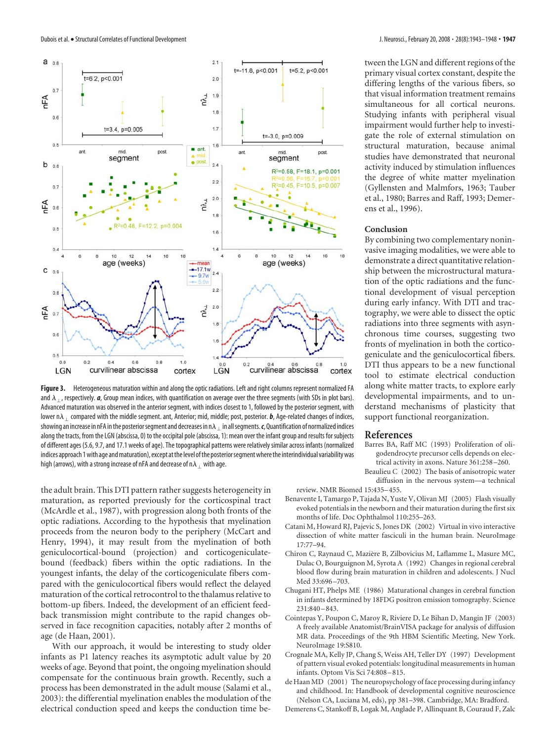**Figure 3.** Heterogeneous maturation within and along the optic radiations. Left and right columns represent normalized FA and $\lambda_\perp$, respectively. ***a***, Group mean indices, with quantification on average over the three segments (with SDs in plot bars). Advanced maturation was observed in the anterior segment, with indices closest to 1, followed by the posterior segment, with lower $n\lambda_\perp$ compared with the middle segment. ant, Anterior; mid, middle; post, posterior. ***b***, Age-related changes of indices, showing an increase in nFA in the posterior segment and decreases in $n\lambda_\perp$ in all segments. ***c***, Quantification of normalized indices along the tracts, from the LGN (abscissa, 0) to the occipital pole (abscissa, 1): mean over the infant group and results for subjects of different ages (5.6, 9.7, and 17.1 weeks of age). The topographical patterns were relatively similar across infants (normalized indices approach 1 with age and maturation), except at the level of the posterior segment where the interindividual variability was high (arrows), with a strong increase of nFA and decrease of $n\lambda_\perp$ with age.

the adult brain. This DTI pattern rather suggests heterogeneity in maturation, as reported previously for the corticospinal tract (McArdle et al., 1987), with progression along both fronts of the optic radiations. According to the hypothesis that myelination proceeds from the neuron body to the periphery (McCart and Henry, 1994), it may result from the myelination of both geniculocortical-bound (projection) and corticogeniculate-bound (feedback) fibers within the optic radiations. In the youngest infants, the delay of the corticogeniculate fibers compared with the geniculocortical fibers would reflect the delayed maturation of the cortical retrocontrol to the thalamus relative to bottom-up fibers. Indeed, the development of an efficient feedback transmission might contribute to the rapid changes observed in face recognition capacities, notably after 2 months of age (de Haan, 2001).

With our approach, it would be interesting to study older infants as P1 latency reaches its asymptotic adult value by 20 weeks of age. Beyond that point, the ongoing myelination should compensate for the continuous brain growth. Recently, such a process has been demonstrated in the adult mouse (Salami et al., 2003): the differential myelination enables the modulation of the electrical conduction speed and keeps the conduction time between the LGN and different regions of the primary visual cortex constant, despite the differing lengths of the various fibers, so that visual information treatment remains simultaneous for all cortical neurons. Studying infants with peripheral visual impairment would further help to investigate the role of external stimulation on structural maturation, because animal studies have demonstrated that neuronal activity induced by stimulation influences the degree of white matter myelination (Gyllensten and Malmfors, 1963; Tauber et al., 1980; Barres and Raff, 1993; Demerens et al., 1996).

## Conclusion

By combining two complementary noninvasive imaging modalities, we were able to demonstrate a direct quantitative relationship between the microstructural maturation of the optic radiations and the functional development of visual perception during early infancy. With DTI and tractography, we were able to dissect the optic radiations into three segments with asynchronous time courses, suggesting two fronts of myelination in both the corticogeniculate and the geniculocortical fibers. DTI thus appears to be a new functional tool to estimate electrical conduction along white matter tracts, to explore early developmental impairments, and to understand mechanisms of plasticity that support functional reorganization.

## References

Barres BA, Raff MC (1993) Proliferation of oligodendrocyte precursor cells depends on electrical activity in axons. Nature 361:258–260.

Beaulieu C (2002) The basis of anisotropic water diffusion in the nervous system—a technical review. NMR Biomed 15:435–455.

Benavente I, Tamargo P, Tajada N, Yuste V, Olivan MJ (2005) Flash visually evoked potentials in the newborn and their maturation during the first six months of life. Doc Ophthalmol 110:255–263.

Catani M, Howard RJ, Pajevic S, Jones DK (2002) Virtual in vivo interactive dissection of white matter fasciculi in the human brain. NeuroImage 17:77–94.

Chiron C, Raynaud C, Mazière B, Zilbovicius M, Laflamme L, Masure MC, Dulac O, Bourguignon M, Syrota A (1992) Changes in regional cerebral blood flow during brain maturation in children and adolescents. J Nucl Med 33:696–703.

Chugani HT, Phelps ME (1986) Maturational changes in cerebral function in infants determined by 18FDG positron emission tomography. Science 231:840–843.

Cointepas Y, Poupon C, Maroy R, Riviere D, Le Bihan D, Mangin JF (2003) A freely available Anatomist/BrainVISA package for analysis of diffusion MR data. Proceedings of the 9th HBM Scientific Meeting, New York. NeuroImage 19:S810.

Crognale MA, Kelly JP, Chang S, Weiss AH, Teller DY (1997) Development of pattern visual evoked potentials: longitudinal measurements in human infants. Optom Vis Sci 74:808–815.

de Haan MD (2001) The neuropsychology of face processing during infancy and childhood. In: Handbook of developmental cognitive neuroscience (Nelson CA, Luciana M, eds), pp 381–398. Cambridge, MA: Bradford.

Demerens C, Stankoff B, Logak M, Anglade P, Allinquant B, Couraud F, Zalc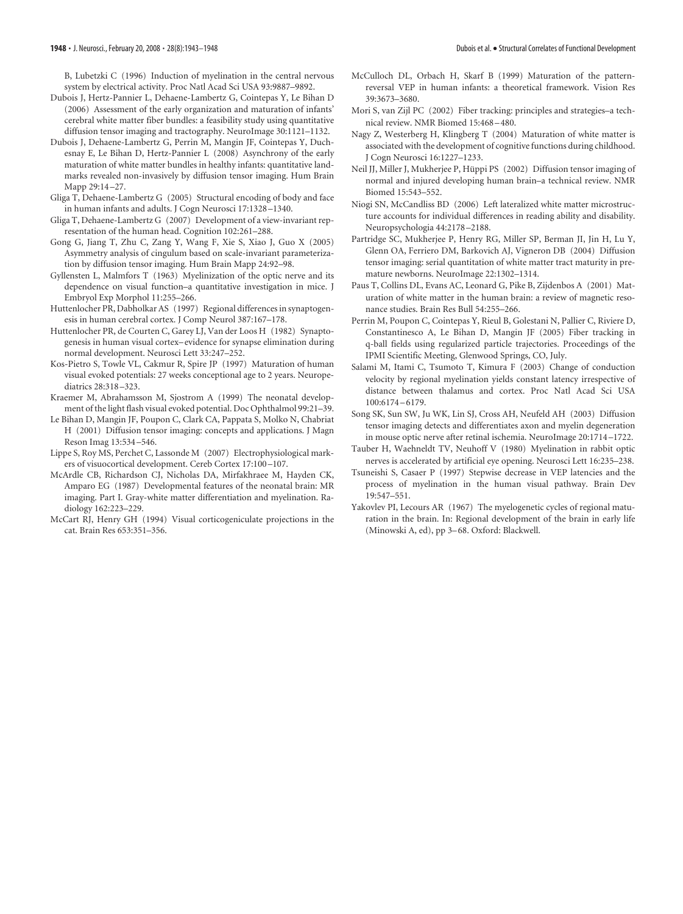B, Lubetzki C (1996) Induction of myelination in the central nervous system by electrical activity. Proc Natl Acad Sci USA 93:9887–9892.

Dubois J, Hertz-Pannier L, Dehaene-Lambertz G, Cointepas Y, Le Bihan D (2006) Assessment of the early organization and maturation of infants' cerebral white matter fiber bundles: a feasibility study using quantitative diffusion tensor imaging and tractography. NeuroImage 30:1121–1132.

Dubois J, Dehaene-Lambertz G, Perrin M, Mangin JF, Cointepas Y, Duchesnay E, Le Bihan D, Hertz-Pannier L (2008) Asynchrony of the early maturation of white matter bundles in healthy infants: quantitative landmarks revealed non-invasively by diffusion tensor imaging. Hum Brain Mapp 29:14–27.

Gliga T, Dehaene-Lambertz G (2005) Structural encoding of body and face in human infants and adults. J Cogn Neurosci 17:1328–1340.

Gliga T, Dehaene-Lambertz G (2007) Development of a view-invariant representation of the human head. Cognition 102:261–288.

Gong G, Jiang T, Zhu C, Zang Y, Wang F, Xie S, Xiao J, Guo X (2005) Asymmetry analysis of cingulum based on scale-invariant parameterization by diffusion tensor imaging. Hum Brain Mapp 24:92–98.

Gyllensten L, Malmfors T (1963) Myelinization of the optic nerve and its dependence on visual function–a quantitative investigation in mice. J Embryol Exp Morphol 11:255–266.

Huttenlocher PR, Dabholkar AS (1997) Regional differences in synaptogenesis in human cerebral cortex. J Comp Neurol 387:167–178.

Huttenlocher PR, de Courten C, Garey LJ, Van der Loos H (1982) Synaptogenesis in human visual cortex–evidence for synapse elimination during normal development. Neurosci Lett 33:247–252.

Kos-Pietro S, Towle VL, Cakmur R, Spire JP (1997) Maturation of human visual evoked potentials: 27 weeks conceptional age to 2 years. Neuropediatrics 28:318–323.

Kraemer M, Abrahamsson M, Sjostrom A (1999) The neonatal development of the light flash visual evoked potential. Doc Ophthalmol 99:21–39.

Le Bihan D, Mangin JF, Poupon C, Clark CA, Pappata S, Molko N, Chabriat H (2001) Diffusion tensor imaging: concepts and applications. J Magn Reson Imag 13:534–546.

Lippe S, Roy MS, Perchet C, Lassonde M (2007) Electrophysiological markers of visuocortical development. Cereb Cortex 17:100–107.

McArdle CB, Richardson CJ, Nicholas DA, Mirfakhraee M, Hayden CK, Amparo EG (1987) Developmental features of the neonatal brain: MR imaging. Part I. Gray-white matter differentiation and myelination. Radiology 162:223–229.

McCart RJ, Henry GH (1994) Visual corticogeniculate projections in the cat. Brain Res 653:351–356.

McCulloch DL, Orbach H, Skarf B (1999) Maturation of the pattern-reversal VEP in human infants: a theoretical framework. Vision Res 39:3673–3680.

Mori S, van Zijl PC (2002) Fiber tracking: principles and strategies–a technical review. NMR Biomed 15:468–480.

Nagy Z, Westerberg H, Klingberg T (2004) Maturation of white matter is associated with the development of cognitive functions during childhood. J Cogn Neurosci 16:1227–1233.

Neil JJ, Miller J, Mukherjee P, Hüppi PS (2002) Diffusion tensor imaging of normal and injured developing human brain–a technical review. NMR Biomed 15:543–552.

Niogi SN, McCandliss BD (2006) Left lateralized white matter microstructure accounts for individual differences in reading ability and disability. Neuropsychologia 44:2178–2188.

Partridge SC, Mukherjee P, Henry RG, Miller SP, Berman JI, Jin H, Lu Y, Glenn OA, Ferriero DM, Barkovich AJ, Vigneron DB (2004) Diffusion tensor imaging: serial quantitation of white matter tract maturity in premature newborns. NeuroImage 22:1302–1314.

Paus T, Collins DL, Evans AC, Leonard G, Pike B, Zijdenbos A (2001) Maturation of white matter in the human brain: a review of magnetic resonance studies. Brain Res Bull 54:255–266.

Perrin M, Poupon C, Cointepas Y, Rieul B, Golestani N, Pallier C, Riviere D, Constantinesco A, Le Bihan D, Mangin JF (2005) Fiber tracking in q-ball fields using regularized particle trajectories. Proceedings of the IPMI Scientific Meeting, Glenwood Springs, CO, July.

Salami M, Itami C, Tsumoto T, Kimura F (2003) Change of conduction velocity by regional myelination yields constant latency irrespective of distance between thalamus and cortex. Proc Natl Acad Sci USA 100:6174–6179.

Song SK, Sun SW, Ju WK, Lin SJ, Cross AH, Neufeld AH (2003) Diffusion tensor imaging detects and differentiates axon and myelin degeneration in mouse optic nerve after retinal ischemia. NeuroImage 20:1714–1722.

Tauber H, Waehneldt TV, Neuhoff V (1980) Myelination in rabbit optic nerves is accelerated by artificial eye opening. Neurosci Lett 16:235–238.

Tsuneishi S, Casaer P (1997) Stepwise decrease in VEP latencies and the process of myelination in the human visual pathway. Brain Dev 19:547–551.

Yakovlev PI, Lecours AR (1967) The myelogenetic cycles of regional maturation in the brain. In: Regional development of the brain in early life (Minowski A, ed), pp 3–68. Oxford: Blackwell.